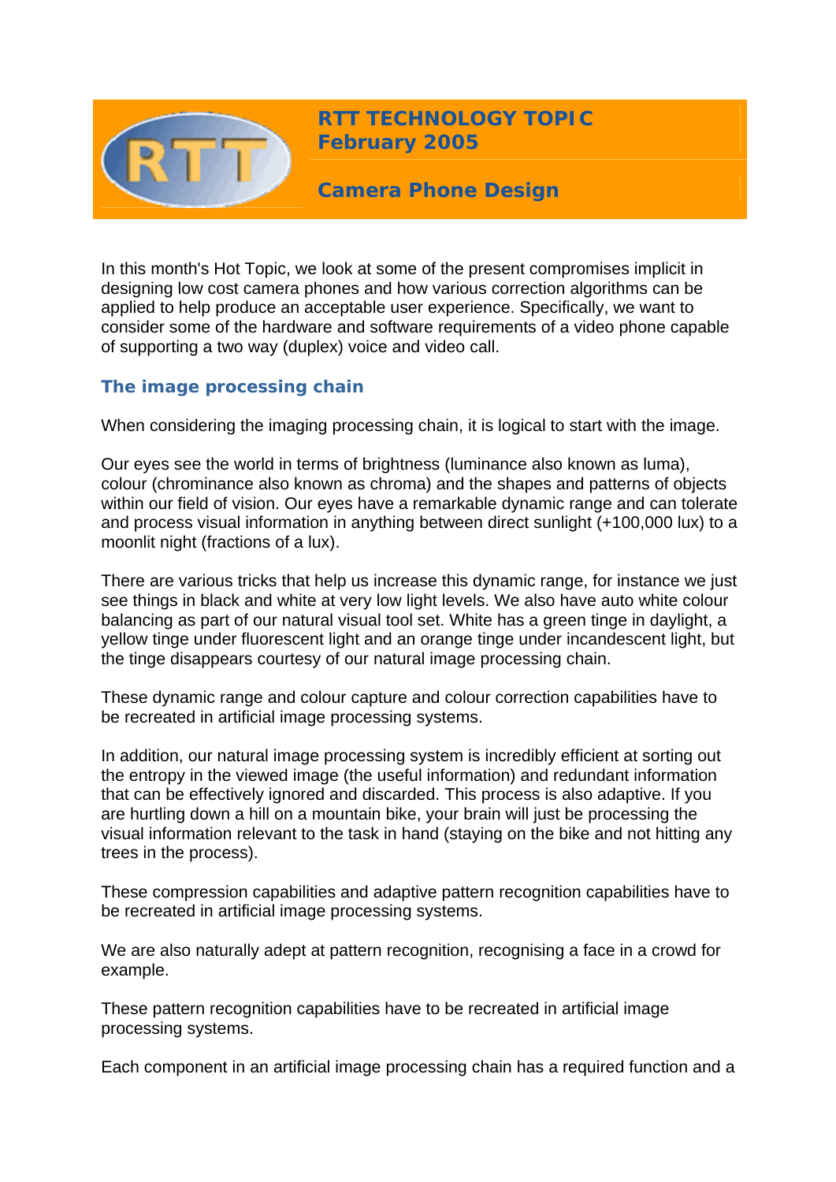# RTT TECHNOLOGY TOPIC
# February 2005

## Camera Phone Design

In this month's Hot Topic, we look at some of the present compromises implicit in designing low cost camera phones and how various correction algorithms can be applied to help produce an acceptable user experience. Specifically, we want to consider some of the hardware and software requirements of a video phone capable of supporting a two way (duplex) voice and video call.

### The image processing chain

When considering the imaging processing chain, it is logical to start with the image.

Our eyes see the world in terms of brightness (luminance also known as luma), colour (chrominance also known as chroma) and the shapes and patterns of objects within our field of vision. Our eyes have a remarkable dynamic range and can tolerate and process visual information in anything between direct sunlight (+100,000 lux) to a moonlit night (fractions of a lux).

There are various tricks that help us increase this dynamic range, for instance we just see things in black and white at very low light levels. We also have auto white colour balancing as part of our natural visual tool set. White has a green tinge in daylight, a yellow tinge under fluorescent light and an orange tinge under incandescent light, but the tinge disappears courtesy of our natural image processing chain.

These dynamic range and colour capture and colour correction capabilities have to be recreated in artificial image processing systems.

In addition, our natural image processing system is incredibly efficient at sorting out the entropy in the viewed image (the useful information) and redundant information that can be effectively ignored and discarded. This process is also adaptive. If you are hurtling down a hill on a mountain bike, your brain will just be processing the visual information relevant to the task in hand (staying on the bike and not hitting any trees in the process).

These compression capabilities and adaptive pattern recognition capabilities have to be recreated in artificial image processing systems.

We are also naturally adept at pattern recognition, recognising a face in a crowd for example.

These pattern recognition capabilities have to be recreated in artificial image processing systems.

Each component in an artificial image processing chain has a required function and a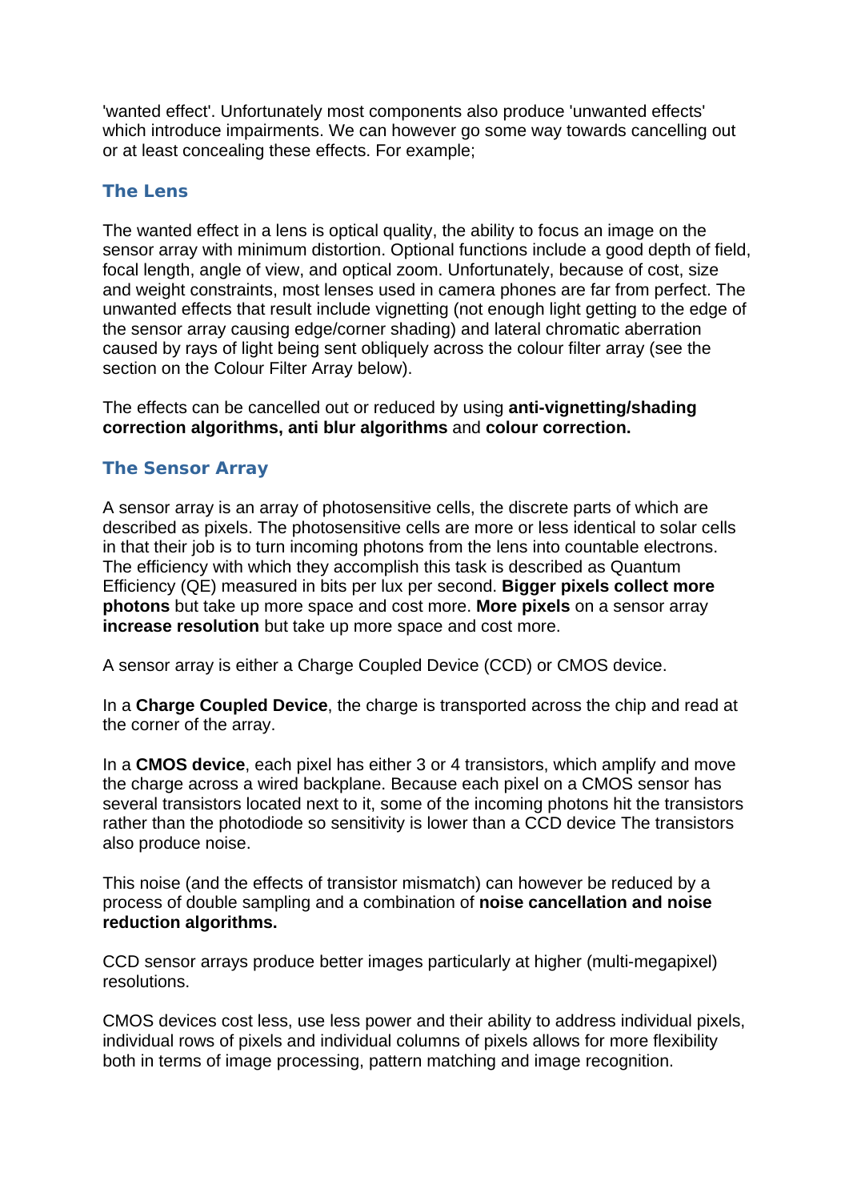'wanted effect'. Unfortunately most components also produce 'unwanted effects' which introduce impairments. We can however go some way towards cancelling out or at least concealing these effects. For example;

### The Lens

The wanted effect in a lens is optical quality, the ability to focus an image on the sensor array with minimum distortion. Optional functions include a good depth of field, focal length, angle of view, and optical zoom. Unfortunately, because of cost, size and weight constraints, most lenses used in camera phones are far from perfect. The unwanted effects that result include vignetting (not enough light getting to the edge of the sensor array causing edge/corner shading) and lateral chromatic aberration caused by rays of light being sent obliquely across the colour filter array (see the section on the Colour Filter Array below).

The effects can be cancelled out or reduced by using **anti-vignetting/shading correction algorithms, anti blur algorithms** and **colour correction.**

### The Sensor Array

A sensor array is an array of photosensitive cells, the discrete parts of which are described as pixels. The photosensitive cells are more or less identical to solar cells in that their job is to turn incoming photons from the lens into countable electrons. The efficiency with which they accomplish this task is described as Quantum Efficiency (QE) measured in bits per lux per second. **Bigger pixels collect more photons** but take up more space and cost more. **More pixels** on a sensor array **increase resolution** but take up more space and cost more.

A sensor array is either a Charge Coupled Device (CCD) or CMOS device.

In a **Charge Coupled Device**, the charge is transported across the chip and read at the corner of the array.

In a **CMOS device**, each pixel has either 3 or 4 transistors, which amplify and move the charge across a wired backplane. Because each pixel on a CMOS sensor has several transistors located next to it, some of the incoming photons hit the transistors rather than the photodiode so sensitivity is lower than a CCD device The transistors also produce noise.

This noise (and the effects of transistor mismatch) can however be reduced by a process of double sampling and a combination of **noise cancellation and noise reduction algorithms.**

CCD sensor arrays produce better images particularly at higher (multi-megapixel) resolutions.

CMOS devices cost less, use less power and their ability to address individual pixels, individual rows of pixels and individual columns of pixels allows for more flexibility both in terms of image processing, pattern matching and image recognition.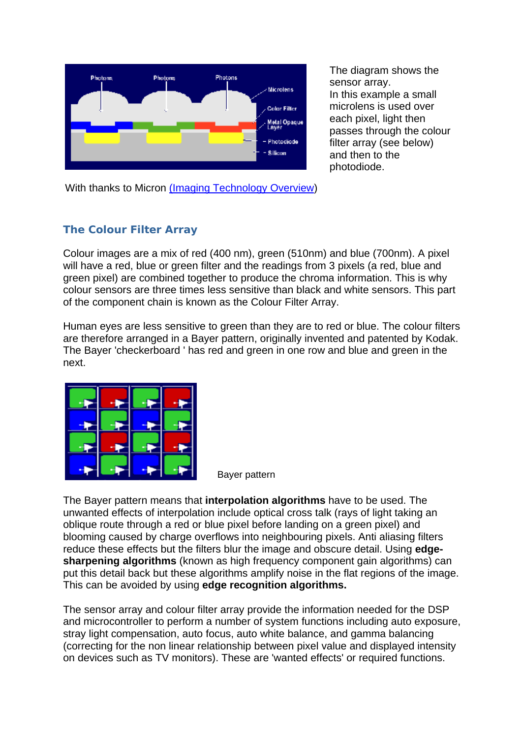The diagram shows the sensor array.
In this example a small microlens is used over each pixel, light then passes through the colour filter array (see below) and then to the photodiode.

With thanks to Micron (Imaging Technology Overview)

## The Colour Filter Array

Colour images are a mix of red (400 nm), green (510nm) and blue (700nm). A pixel will have a red, blue or green filter and the readings from 3 pixels (a red, blue and green pixel) are combined together to produce the chroma information. This is why colour sensors are three times less sensitive than black and white sensors. This part of the component chain is known as the Colour Filter Array.

Human eyes are less sensitive to green than they are to red or blue. The colour filters are therefore arranged in a Bayer pattern, originally invented and patented by Kodak. The Bayer 'checkerboard ' has red and green in one row and blue and green in the next.

Bayer pattern

The Bayer pattern means that **interpolation algorithms** have to be used. The unwanted effects of interpolation include optical cross talk (rays of light taking an oblique route through a red or blue pixel before landing on a green pixel) and blooming caused by charge overflows into neighbouring pixels. Anti aliasing filters reduce these effects but the filters blur the image and obscure detail. Using **edge-sharpening algorithms** (known as high frequency component gain algorithms) can put this detail back but these algorithms amplify noise in the flat regions of the image. This can be avoided by using **edge recognition algorithms.**

The sensor array and colour filter array provide the information needed for the DSP and microcontroller to perform a number of system functions including auto exposure, stray light compensation, auto focus, auto white balance, and gamma balancing (correcting for the non linear relationship between pixel value and displayed intensity on devices such as TV monitors). These are 'wanted effects' or required functions.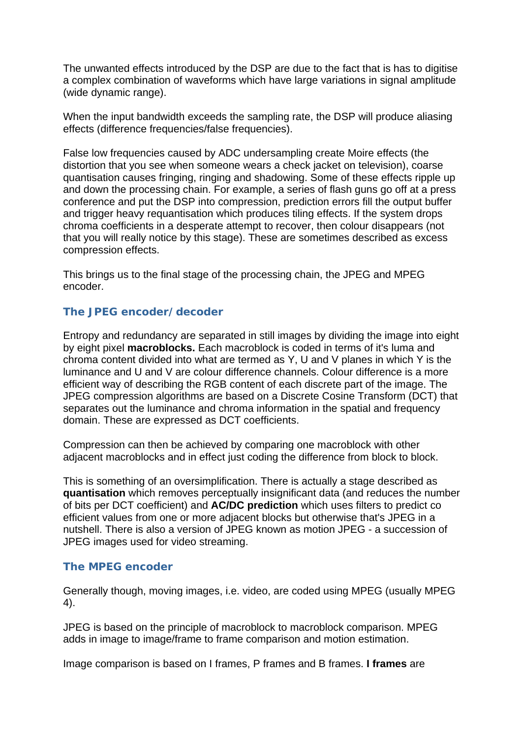The unwanted effects introduced by the DSP are due to the fact that is has to digitise a complex combination of waveforms which have large variations in signal amplitude (wide dynamic range).

When the input bandwidth exceeds the sampling rate, the DSP will produce aliasing effects (difference frequencies/false frequencies).

False low frequencies caused by ADC undersampling create Moire effects (the distortion that you see when someone wears a check jacket on television), coarse quantisation causes fringing, ringing and shadowing. Some of these effects ripple up and down the processing chain. For example, a series of flash guns go off at a press conference and put the DSP into compression, prediction errors fill the output buffer and trigger heavy requantisation which produces tiling effects. If the system drops chroma coefficients in a desperate attempt to recover, then colour disappears (not that you will really notice by this stage). These are sometimes described as excess compression effects.

This brings us to the final stage of the processing chain, the JPEG and MPEG encoder.

## The JPEG encoder/decoder

Entropy and redundancy are separated in still images by dividing the image into eight by eight pixel **macroblocks.** Each macroblock is coded in terms of it's luma and chroma content divided into what are termed as Y, U and V planes in which Y is the luminance and U and V are colour difference channels. Colour difference is a more efficient way of describing the RGB content of each discrete part of the image. The JPEG compression algorithms are based on a Discrete Cosine Transform (DCT) that separates out the luminance and chroma information in the spatial and frequency domain. These are expressed as DCT coefficients.

Compression can then be achieved by comparing one macroblock with other adjacent macroblocks and in effect just coding the difference from block to block.

This is something of an oversimplification. There is actually a stage described as **quantisation** which removes perceptually insignificant data (and reduces the number of bits per DCT coefficient) and **AC/DC prediction** which uses filters to predict co efficient values from one or more adjacent blocks but otherwise that's JPEG in a nutshell. There is also a version of JPEG known as motion JPEG - a succession of JPEG images used for video streaming.

## The MPEG encoder

Generally though, moving images, i.e. video, are coded using MPEG (usually MPEG 4).

JPEG is based on the principle of macroblock to macroblock comparison. MPEG adds in image to image/frame to frame comparison and motion estimation.

Image comparison is based on I frames, P frames and B frames. **I frames** are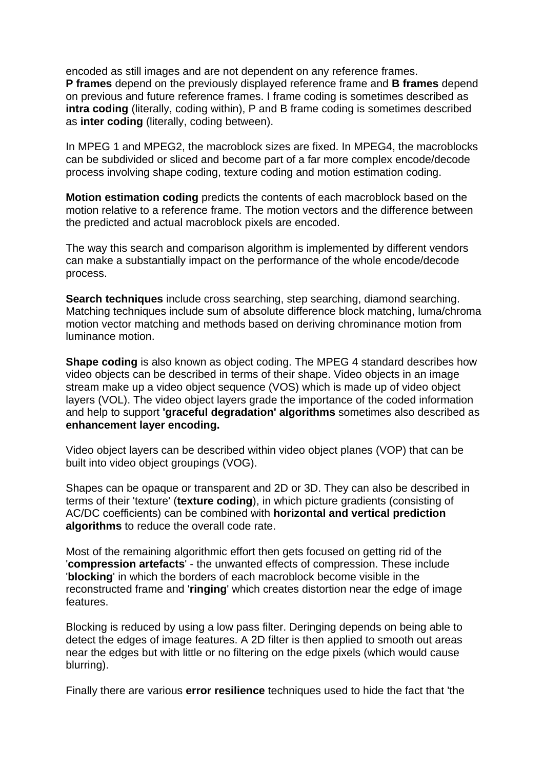encoded as still images and are not dependent on any reference frames.
**P frames** depend on the previously displayed reference frame and **B frames** depend on previous and future reference frames. I frame coding is sometimes described as **intra coding** (literally, coding within), P and B frame coding is sometimes described as **inter coding** (literally, coding between).

In MPEG 1 and MPEG2, the macroblock sizes are fixed. In MPEG4, the macroblocks can be subdivided or sliced and become part of a far more complex encode/decode process involving shape coding, texture coding and motion estimation coding.

**Motion estimation coding** predicts the contents of each macroblock based on the motion relative to a reference frame. The motion vectors and the difference between the predicted and actual macroblock pixels are encoded.

The way this search and comparison algorithm is implemented by different vendors can make a substantially impact on the performance of the whole encode/decode process.

**Search techniques** include cross searching, step searching, diamond searching. Matching techniques include sum of absolute difference block matching, luma/chroma motion vector matching and methods based on deriving chrominance motion from luminance motion.

**Shape coding** is also known as object coding. The MPEG 4 standard describes how video objects can be described in terms of their shape. Video objects in an image stream make up a video object sequence (VOS) which is made up of video object layers (VOL). The video object layers grade the importance of the coded information and help to support **'graceful degradation' algorithms** sometimes also described as **enhancement layer encoding.**

Video object layers can be described within video object planes (VOP) that can be built into video object groupings (VOG).

Shapes can be opaque or transparent and 2D or 3D. They can also be described in terms of their 'texture' (**texture coding**), in which picture gradients (consisting of AC/DC coefficients) can be combined with **horizontal and vertical prediction algorithms** to reduce the overall code rate.

Most of the remaining algorithmic effort then gets focused on getting rid of the '**compression artefacts**' - the unwanted effects of compression. These include '**blocking**' in which the borders of each macroblock become visible in the reconstructed frame and '**ringing**' which creates distortion near the edge of image features.

Blocking is reduced by using a low pass filter. Deringing depends on being able to detect the edges of image features. A 2D filter is then applied to smooth out areas near the edges but with little or no filtering on the edge pixels (which would cause blurring).

Finally there are various **error resilience** techniques used to hide the fact that 'the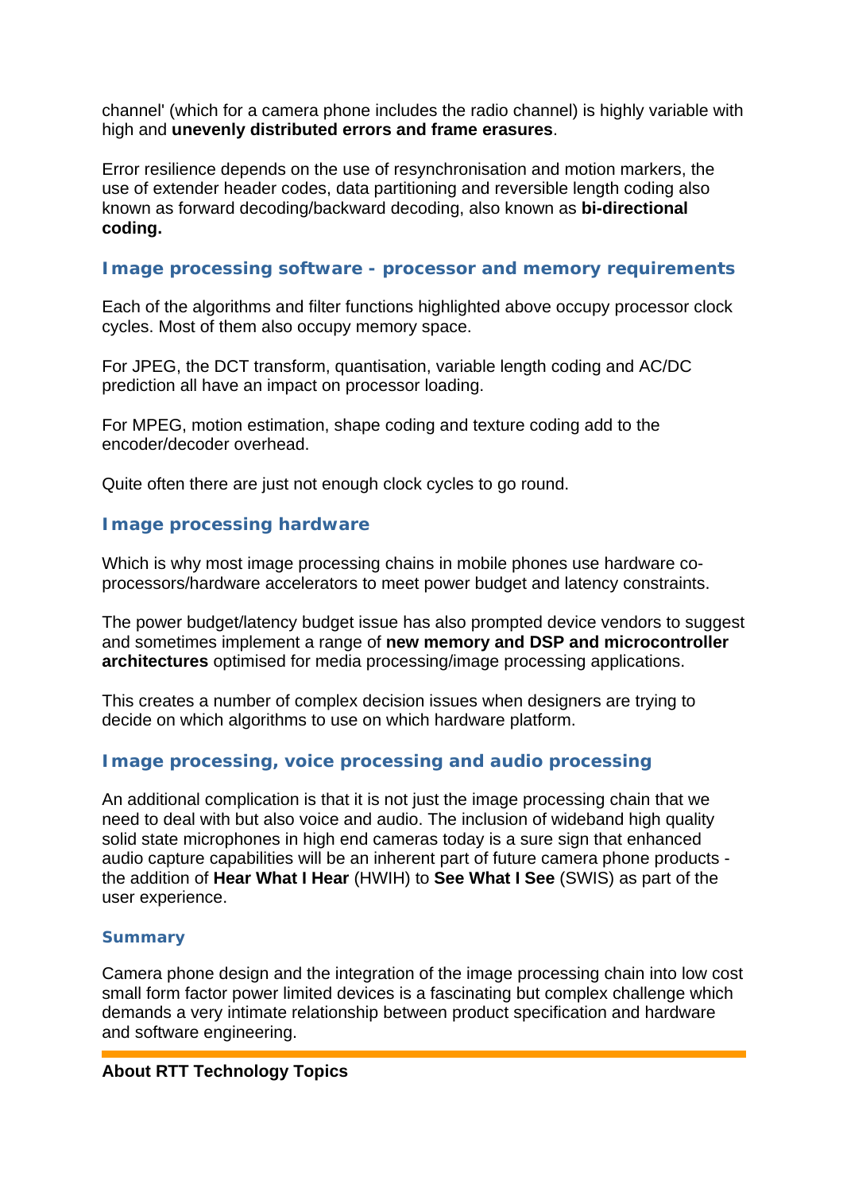channel' (which for a camera phone includes the radio channel) is highly variable with high and **unevenly distributed errors and frame erasures**.

Error resilience depends on the use of resynchronisation and motion markers, the use of extender header codes, data partitioning and reversible length coding also known as forward decoding/backward decoding, also known as **bi-directional coding.**

### Image processing software - processor and memory requirements

Each of the algorithms and filter functions highlighted above occupy processor clock cycles. Most of them also occupy memory space.

For JPEG, the DCT transform, quantisation, variable length coding and AC/DC prediction all have an impact on processor loading.

For MPEG, motion estimation, shape coding and texture coding add to the encoder/decoder overhead.

Quite often there are just not enough clock cycles to go round.

### Image processing hardware

Which is why most image processing chains in mobile phones use hardware co-processors/hardware accelerators to meet power budget and latency constraints.

The power budget/latency budget issue has also prompted device vendors to suggest and sometimes implement a range of **new memory and DSP and microcontroller architectures** optimised for media processing/image processing applications.

This creates a number of complex decision issues when designers are trying to decide on which algorithms to use on which hardware platform.

### Image processing, voice processing and audio processing

An additional complication is that it is not just the image processing chain that we need to deal with but also voice and audio. The inclusion of wideband high quality solid state microphones in high end cameras today is a sure sign that enhanced audio capture capabilities will be an inherent part of future camera phone products - the addition of **Hear What I Hear** (HWIH) to **See What I See** (SWIS) as part of the user experience.

#### Summary

Camera phone design and the integration of the image processing chain into low cost small form factor power limited devices is a fascinating but complex challenge which demands a very intimate relationship between product specification and hardware and software engineering.

**About RTT Technology Topics**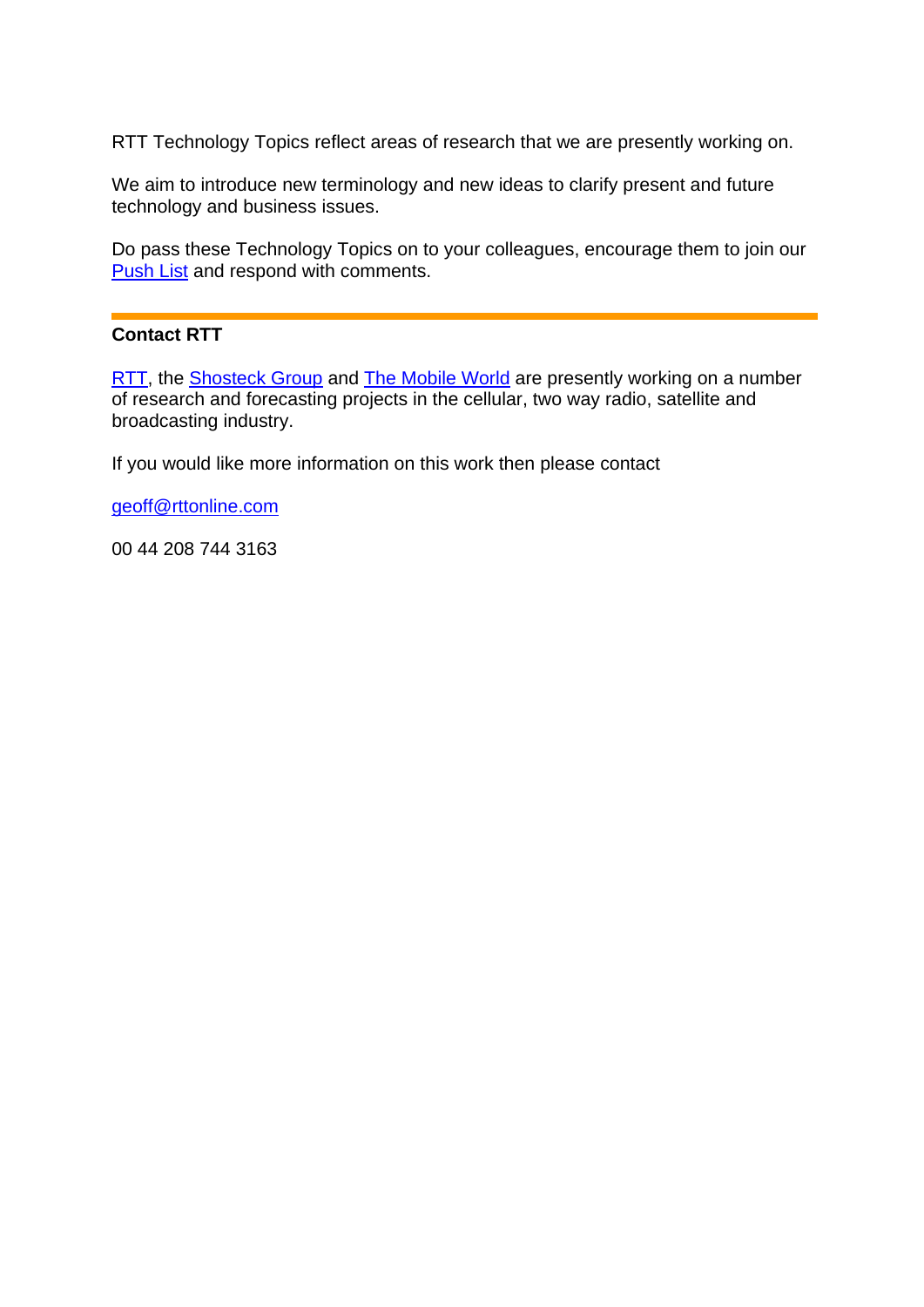RTT Technology Topics reflect areas of research that we are presently working on.

We aim to introduce new terminology and new ideas to clarify present and future technology and business issues.

Do pass these Technology Topics on to your colleagues, encourage them to join our Push List and respond with comments.

---

**Contact RTT**

RTT, the Shosteck Group and The Mobile World are presently working on a number of research and forecasting projects in the cellular, two way radio, satellite and broadcasting industry.

If you would like more information on this work then please contact

geoff@rttonline.com

00 44 208 744 3163